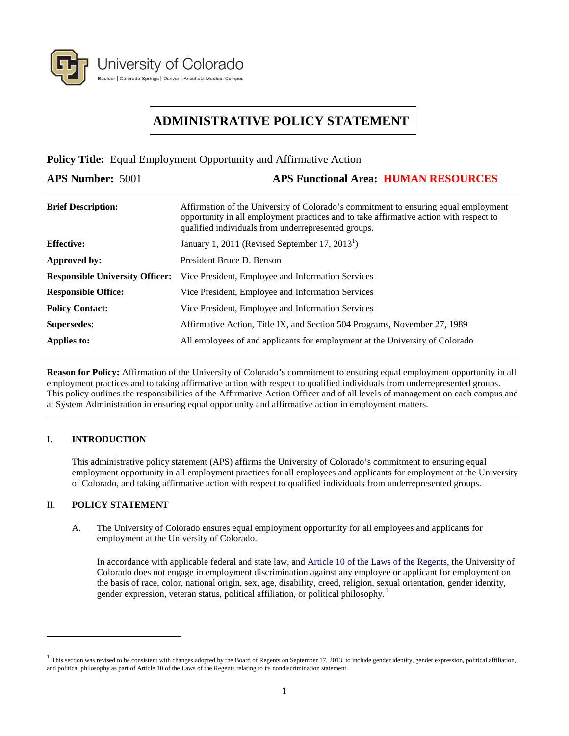University of Colorado
Boulder | Colorado Springs | Denver | Anschutz Medical Campus

# ADMINISTRATIVE POLICY STATEMENT

**Policy Title:** Equal Employment Opportunity and Affirmative Action

**APS Number:** 5001 **APS Functional Area: HUMAN RESOURCES**

| | |
|---|---|
| **Brief Description:** | Affirmation of the University of Colorado's commitment to ensuring equal employment opportunity in all employment practices and to take affirmative action with respect to qualified individuals from underrepresented groups. |
| **Effective:** | January 1, 2011 (Revised September 17, 2013[1]) |
| **Approved by:** | President Bruce D. Benson |
| **Responsible University Officer:** | Vice President, Employee and Information Services |
| **Responsible Office:** | Vice President, Employee and Information Services |
| **Policy Contact:** | Vice President, Employee and Information Services |
| **Supersedes:** | Affirmative Action, Title IX, and Section 504 Programs, November 27, 1989 |
| **Applies to:** | All employees of and applicants for employment at the University of Colorado |

**Reason for Policy:** Affirmation of the University of Colorado's commitment to ensuring equal employment opportunity in all employment practices and to taking affirmative action with respect to qualified individuals from underrepresented groups. This policy outlines the responsibilities of the Affirmative Action Officer and of all levels of management on each campus and at System Administration in ensuring equal opportunity and affirmative action in employment matters.

## I. INTRODUCTION

This administrative policy statement (APS) affirms the University of Colorado's commitment to ensuring equal employment opportunity in all employment practices for all employees and applicants for employment at the University of Colorado, and taking affirmative action with respect to qualified individuals from underrepresented groups.

## II. POLICY STATEMENT

A. The University of Colorado ensures equal employment opportunity for all employees and applicants for employment at the University of Colorado.

In accordance with applicable federal and state law, and Article 10 of the Laws of the Regents, the University of Colorado does not engage in employment discrimination against any employee or applicant for employment on the basis of race, color, national origin, sex, age, disability, creed, religion, sexual orientation, gender identity, gender expression, veteran status, political affiliation, or political philosophy.[1]

---

[1] This section was revised to be consistent with changes adopted by the Board of Regents on September 17, 2013, to include gender identity, gender expression, political affiliation, and political philosophy as part of Article 10 of the Laws of the Regents relating to its nondiscrimination statement.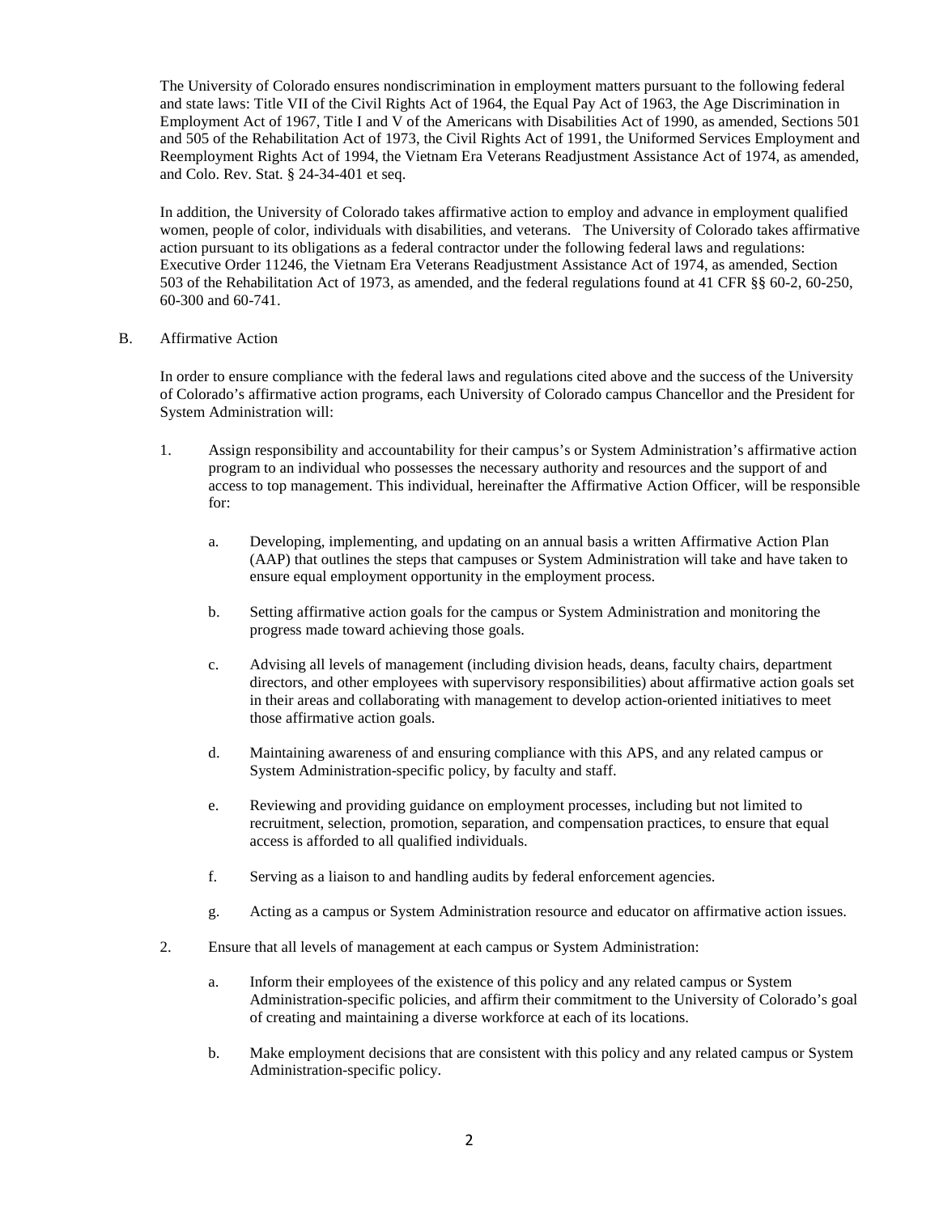The University of Colorado ensures nondiscrimination in employment matters pursuant to the following federal and state laws: Title VII of the Civil Rights Act of 1964, the Equal Pay Act of 1963, the Age Discrimination in Employment Act of 1967, Title I and V of the Americans with Disabilities Act of 1990, as amended, Sections 501 and 505 of the Rehabilitation Act of 1973, the Civil Rights Act of 1991, the Uniformed Services Employment and Reemployment Rights Act of 1994, the Vietnam Era Veterans Readjustment Assistance Act of 1974, as amended, and Colo. Rev. Stat. § 24-34-401 et seq.

In addition, the University of Colorado takes affirmative action to employ and advance in employment qualified women, people of color, individuals with disabilities, and veterans. The University of Colorado takes affirmative action pursuant to its obligations as a federal contractor under the following federal laws and regulations: Executive Order 11246, the Vietnam Era Veterans Readjustment Assistance Act of 1974, as amended, Section 503 of the Rehabilitation Act of 1973, as amended, and the federal regulations found at 41 CFR §§ 60-2, 60-250, 60-300 and 60-741.

B. Affirmative Action

In order to ensure compliance with the federal laws and regulations cited above and the success of the University of Colorado's affirmative action programs, each University of Colorado campus Chancellor and the President for System Administration will:

1. Assign responsibility and accountability for their campus's or System Administration's affirmative action program to an individual who possesses the necessary authority and resources and the support of and access to top management. This individual, hereinafter the Affirmative Action Officer, will be responsible for:

   a. Developing, implementing, and updating on an annual basis a written Affirmative Action Plan (AAP) that outlines the steps that campuses or System Administration will take and have taken to ensure equal employment opportunity in the employment process.

   b. Setting affirmative action goals for the campus or System Administration and monitoring the progress made toward achieving those goals.

   c. Advising all levels of management (including division heads, deans, faculty chairs, department directors, and other employees with supervisory responsibilities) about affirmative action goals set in their areas and collaborating with management to develop action-oriented initiatives to meet those affirmative action goals.

   d. Maintaining awareness of and ensuring compliance with this APS, and any related campus or System Administration-specific policy, by faculty and staff.

   e. Reviewing and providing guidance on employment processes, including but not limited to recruitment, selection, promotion, separation, and compensation practices, to ensure that equal access is afforded to all qualified individuals.

   f. Serving as a liaison to and handling audits by federal enforcement agencies.

   g. Acting as a campus or System Administration resource and educator on affirmative action issues.

2. Ensure that all levels of management at each campus or System Administration:

   a. Inform their employees of the existence of this policy and any related campus or System Administration-specific policies, and affirm their commitment to the University of Colorado's goal of creating and maintaining a diverse workforce at each of its locations.

   b. Make employment decisions that are consistent with this policy and any related campus or System Administration-specific policy.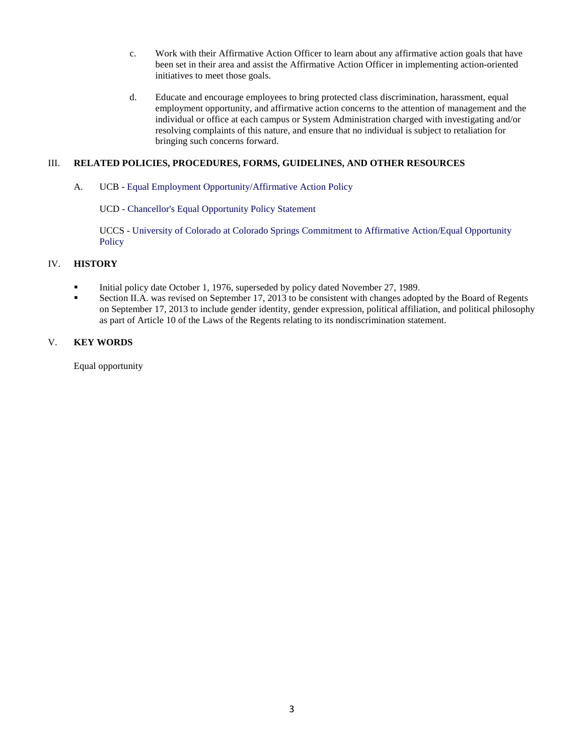c. Work with their Affirmative Action Officer to learn about any affirmative action goals that have been set in their area and assist the Affirmative Action Officer in implementing action-oriented initiatives to meet those goals.

d. Educate and encourage employees to bring protected class discrimination, harassment, equal employment opportunity, and affirmative action concerns to the attention of management and the individual or office at each campus or System Administration charged with investigating and/or resolving complaints of this nature, and ensure that no individual is subject to retaliation for bringing such concerns forward.

## III. RELATED POLICIES, PROCEDURES, FORMS, GUIDELINES, AND OTHER RESOURCES

A. UCB - Equal Employment Opportunity/Affirmative Action Policy

UCD - Chancellor's Equal Opportunity Policy Statement

UCCS - University of Colorado at Colorado Springs Commitment to Affirmative Action/Equal Opportunity Policy

## IV. HISTORY

- Initial policy date October 1, 1976, superseded by policy dated November 27, 1989.
- Section II.A. was revised on September 17, 2013 to be consistent with changes adopted by the Board of Regents on September 17, 2013 to include gender identity, gender expression, political affiliation, and political philosophy as part of Article 10 of the Laws of the Regents relating to its nondiscrimination statement.

## V. KEY WORDS

Equal opportunity